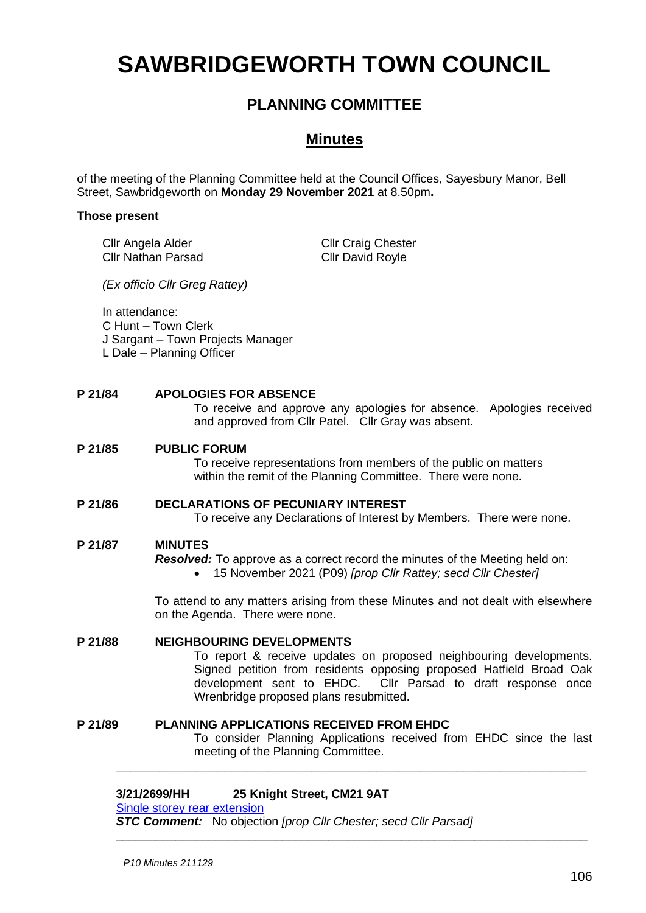# SAWBRIDGEWORTH TOWN COUNCIL

## PLANNING COMMITTEE

## Minutes

of the meeting of the Planning Committee held at the Council Offices, Sayesbury Manor, Bell Street, Sawbridgeworth on **Monday 29 November 2021** at 8.50pm**.**

**Those present**

Cllr Angela Alder
Cllr Nathan Parsad
Cllr Craig Chester
Cllr David Royle

*(Ex officio Cllr Greg Rattey)*

In attendance:
C Hunt – Town Clerk
J Sargant – Town Projects Manager
L Dale – Planning Officer

**P 21/84 APOLOGIES FOR ABSENCE**

To receive and approve any apologies for absence. Apologies received and approved from Cllr Patel. Cllr Gray was absent.

**P 21/85 PUBLIC FORUM**

To receive representations from members of the public on matters within the remit of the Planning Committee. There were none.

**P 21/86 DECLARATIONS OF PECUNIARY INTEREST**

To receive any Declarations of Interest by Members. There were none.

**P 21/87 MINUTES**

***Resolved:*** To approve as a correct record the minutes of the Meeting held on:

- 15 November 2021 (P09) *[prop Cllr Rattey; secd Cllr Chester]*

To attend to any matters arising from these Minutes and not dealt with elsewhere on the Agenda. There were none.

**P 21/88 NEIGHBOURING DEVELOPMENTS**

To report & receive updates on proposed neighbouring developments. Signed petition from residents opposing proposed Hatfield Broad Oak development sent to EHDC. Cllr Parsad to draft response once Wrenbridge proposed plans resubmitted.

**P 21/89 PLANNING APPLICATIONS RECEIVED FROM EHDC**

To consider Planning Applications received from EHDC since the last meeting of the Planning Committee.

---

**3/21/2699/HH 25 Knight Street, CM21 9AT**

Single storey rear extension

***STC Comment:*** No objection *[prop Cllr Chester; secd Cllr Parsad]*

---

*P10 Minutes 211129*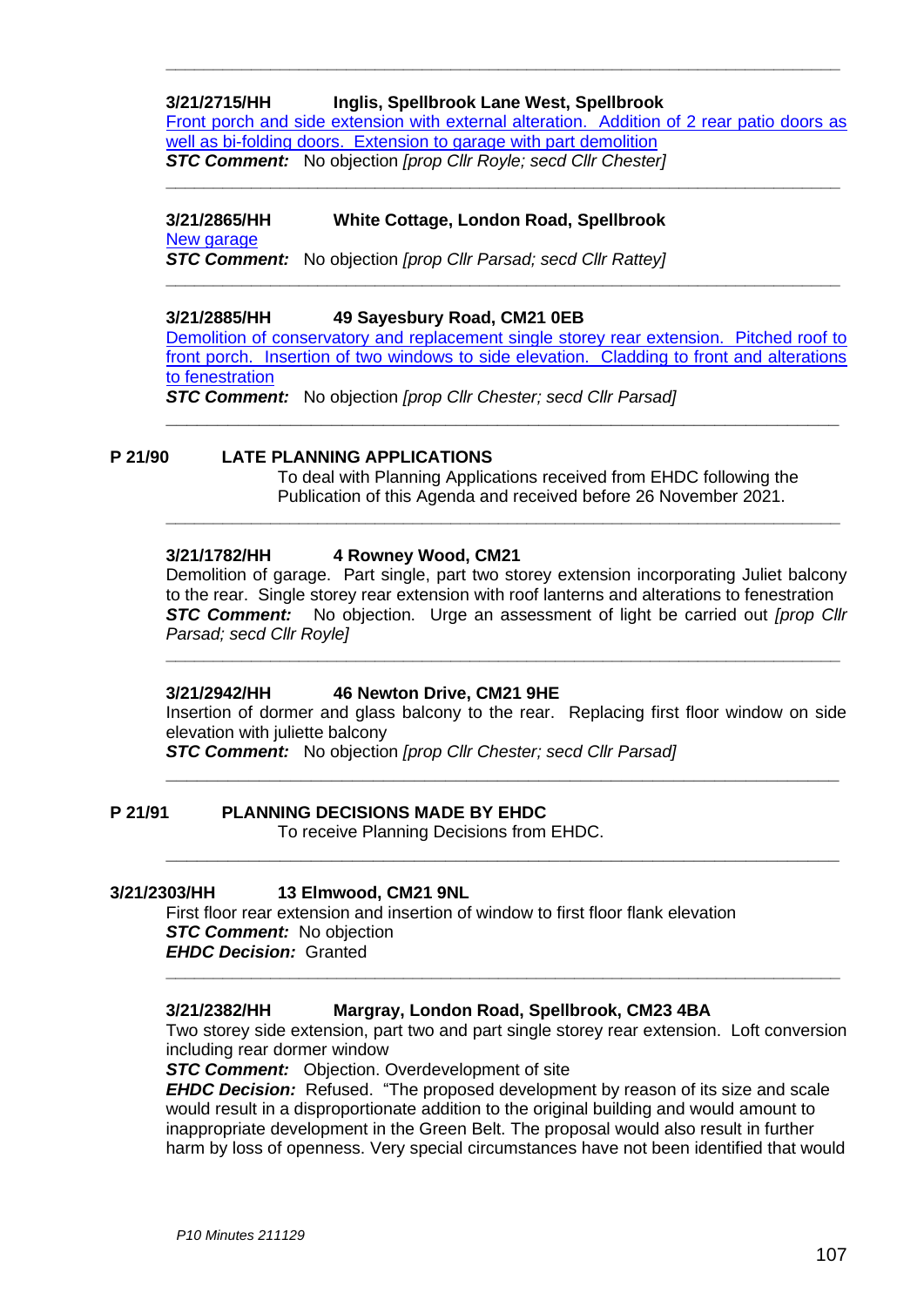**3/21/2715/HH Inglis, Spellbrook Lane West, Spellbrook**

Front porch and side extension with external alteration. Addition of 2 rear patio doors as well as bi-folding doors. Extension to garage with part demolition

***STC Comment:*** No objection *[prop Cllr Royle; secd Cllr Chester]*

---

**3/21/2865/HH White Cottage, London Road, Spellbrook**

New garage

***STC Comment:*** No objection *[prop Cllr Parsad; secd Cllr Rattey]*

---

**3/21/2885/HH 49 Sayesbury Road, CM21 0EB**

Demolition of conservatory and replacement single storey rear extension. Pitched roof to front porch. Insertion of two windows to side elevation. Cladding to front and alterations to fenestration

***STC Comment:*** No objection *[prop Cllr Chester; secd Cllr Parsad]*

---

**P 21/90 LATE PLANNING APPLICATIONS**

To deal with Planning Applications received from EHDC following the Publication of this Agenda and received before 26 November 2021.

---

**3/21/1782/HH 4 Rowney Wood, CM21**

Demolition of garage. Part single, part two storey extension incorporating Juliet balcony to the rear. Single storey rear extension with roof lanterns and alterations to fenestration

***STC Comment:*** No objection. Urge an assessment of light be carried out *[prop Cllr Parsad; secd Cllr Royle]*

---

**3/21/2942/HH 46 Newton Drive, CM21 9HE**

Insertion of dormer and glass balcony to the rear. Replacing first floor window on side elevation with juliette balcony

***STC Comment:*** No objection *[prop Cllr Chester; secd Cllr Parsad]*

---

**P 21/91 PLANNING DECISIONS MADE BY EHDC**

To receive Planning Decisions from EHDC.

---

**3/21/2303/HH 13 Elmwood, CM21 9NL**

First floor rear extension and insertion of window to first floor flank elevation

***STC Comment:*** No objection

***EHDC Decision:*** Granted

---

**3/21/2382/HH Margray, London Road, Spellbrook, CM23 4BA**

Two storey side extension, part two and part single storey rear extension. Loft conversion including rear dormer window

***STC Comment:*** Objection. Overdevelopment of site

***EHDC Decision:*** Refused. "The proposed development by reason of its size and scale would result in a disproportionate addition to the original building and would amount to inappropriate development in the Green Belt. The proposal would also result in further harm by loss of openness. Very special circumstances have not been identified that would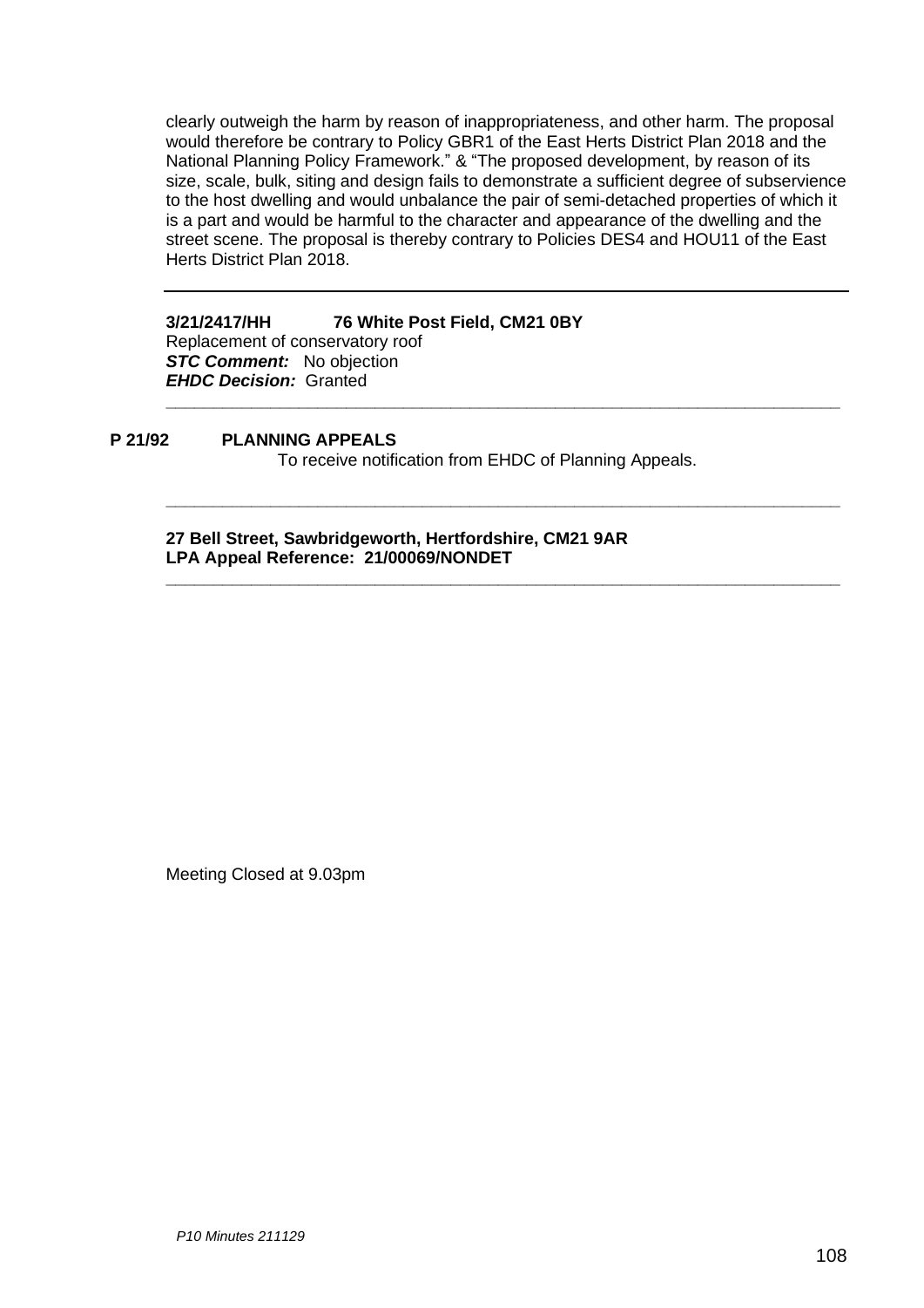clearly outweigh the harm by reason of inappropriateness, and other harm. The proposal would therefore be contrary to Policy GBR1 of the East Herts District Plan 2018 and the National Planning Policy Framework." & "The proposed development, by reason of its size, scale, bulk, siting and design fails to demonstrate a sufficient degree of subservience to the host dwelling and would unbalance the pair of semi-detached properties of which it is a part and would be harmful to the character and appearance of the dwelling and the street scene. The proposal is thereby contrary to Policies DES4 and HOU11 of the East Herts District Plan 2018.

---

**3/21/2417/HH 76 White Post Field, CM21 0BY**
Replacement of conservatory roof
***STC Comment:*** No objection
***EHDC Decision:*** Granted

---

**P 21/92 PLANNING APPEALS**
To receive notification from EHDC of Planning Appeals.

---

**27 Bell Street, Sawbridgeworth, Hertfordshire, CM21 9AR**
**LPA Appeal Reference: 21/00069/NONDET**

---

Meeting Closed at 9.03pm